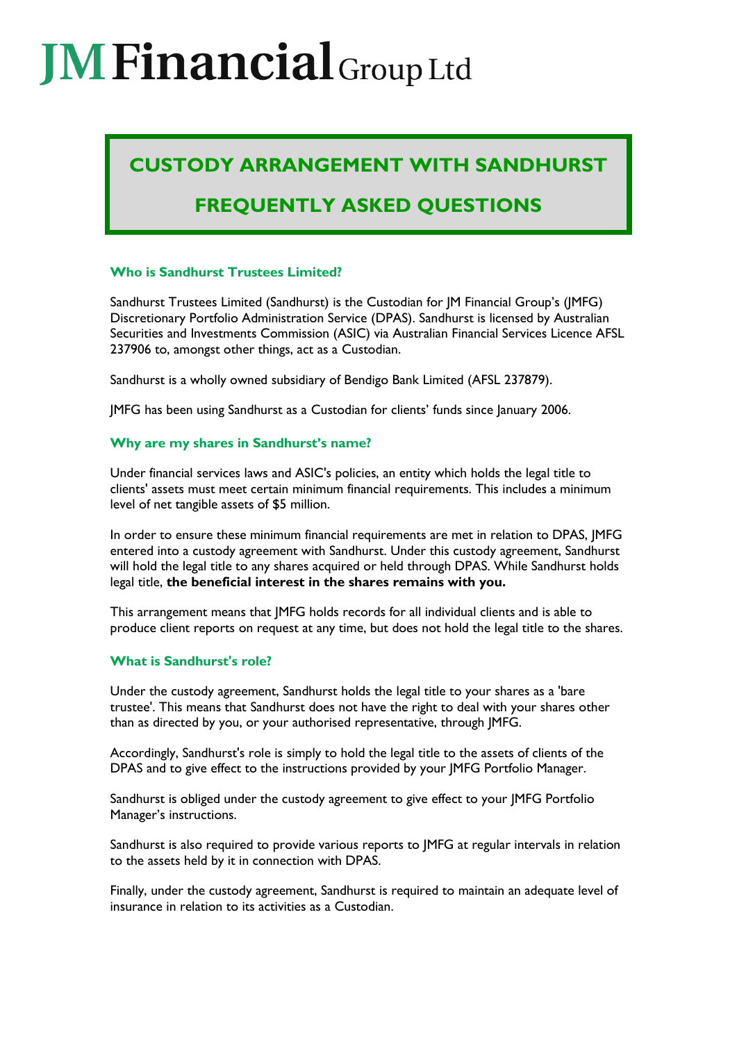# JM Financial Group Ltd

## CUSTODY ARRANGEMENT WITH SANDHURST

## FREQUENTLY ASKED QUESTIONS

### Who is Sandhurst Trustees Limited?

Sandhurst Trustees Limited (Sandhurst) is the Custodian for JM Financial Group's (JMFG) Discretionary Portfolio Administration Service (DPAS). Sandhurst is licensed by Australian Securities and Investments Commission (ASIC) via Australian Financial Services Licence AFSL 237906 to, amongst other things, act as a Custodian.

Sandhurst is a wholly owned subsidiary of Bendigo Bank Limited (AFSL 237879).

JMFG has been using Sandhurst as a Custodian for clients' funds since January 2006.

### Why are my shares in Sandhurst's name?

Under financial services laws and ASIC's policies, an entity which holds the legal title to clients' assets must meet certain minimum financial requirements. This includes a minimum level of net tangible assets of $5 million.

In order to ensure these minimum financial requirements are met in relation to DPAS, JMFG entered into a custody agreement with Sandhurst. Under this custody agreement, Sandhurst will hold the legal title to any shares acquired or held through DPAS. While Sandhurst holds legal title, **the beneficial interest in the shares remains with you.**

This arrangement means that JMFG holds records for all individual clients and is able to produce client reports on request at any time, but does not hold the legal title to the shares.

### What is Sandhurst's role?

Under the custody agreement, Sandhurst holds the legal title to your shares as a 'bare trustee'. This means that Sandhurst does not have the right to deal with your shares other than as directed by you, or your authorised representative, through JMFG.

Accordingly, Sandhurst's role is simply to hold the legal title to the assets of clients of the DPAS and to give effect to the instructions provided by your JMFG Portfolio Manager.

Sandhurst is obliged under the custody agreement to give effect to your JMFG Portfolio Manager's instructions.

Sandhurst is also required to provide various reports to JMFG at regular intervals in relation to the assets held by it in connection with DPAS.

Finally, under the custody agreement, Sandhurst is required to maintain an adequate level of insurance in relation to its activities as a Custodian.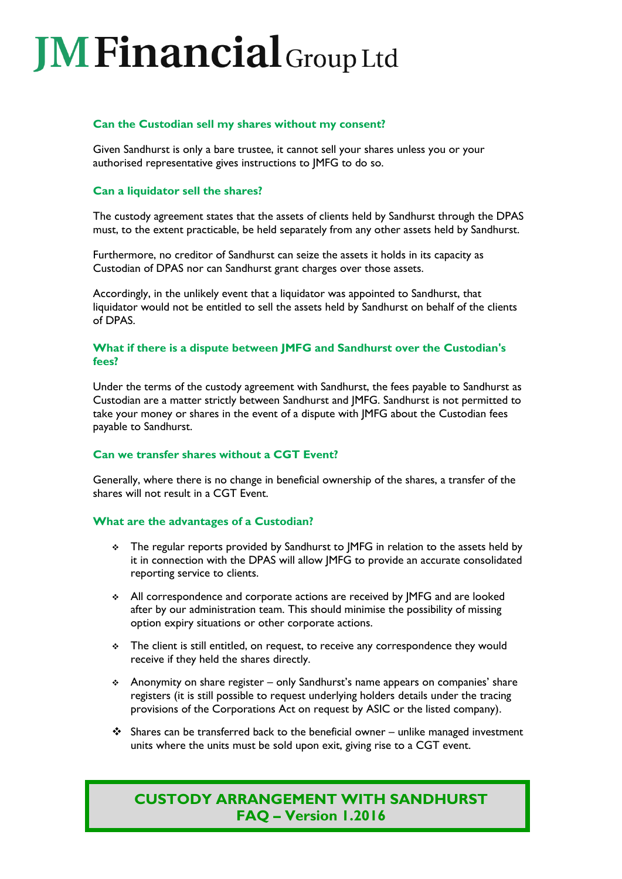# JM Financial Group Ltd

### Can the Custodian sell my shares without my consent?

Given Sandhurst is only a bare trustee, it cannot sell your shares unless you or your authorised representative gives instructions to JMFG to do so.

### Can a liquidator sell the shares?

The custody agreement states that the assets of clients held by Sandhurst through the DPAS must, to the extent practicable, be held separately from any other assets held by Sandhurst.

Furthermore, no creditor of Sandhurst can seize the assets it holds in its capacity as Custodian of DPAS nor can Sandhurst grant charges over those assets.

Accordingly, in the unlikely event that a liquidator was appointed to Sandhurst, that liquidator would not be entitled to sell the assets held by Sandhurst on behalf of the clients of DPAS.

### What if there is a dispute between JMFG and Sandhurst over the Custodian's fees?

Under the terms of the custody agreement with Sandhurst, the fees payable to Sandhurst as Custodian are a matter strictly between Sandhurst and JMFG. Sandhurst is not permitted to take your money or shares in the event of a dispute with JMFG about the Custodian fees payable to Sandhurst.

### Can we transfer shares without a CGT Event?

Generally, where there is no change in beneficial ownership of the shares, a transfer of the shares will not result in a CGT Event.

### What are the advantages of a Custodian?

- The regular reports provided by Sandhurst to JMFG in relation to the assets held by it in connection with the DPAS will allow JMFG to provide an accurate consolidated reporting service to clients.
- All correspondence and corporate actions are received by JMFG and are looked after by our administration team. This should minimise the possibility of missing option expiry situations or other corporate actions.
- The client is still entitled, on request, to receive any correspondence they would receive if they held the shares directly.
- Anonymity on share register – only Sandhurst's name appears on companies' share registers (it is still possible to request underlying holders details under the tracing provisions of the Corporations Act on request by ASIC or the listed company).
- Shares can be transferred back to the beneficial owner – unlike managed investment units where the units must be sold upon exit, giving rise to a CGT event.

**CUSTODY ARRANGEMENT WITH SANDHURST**
**FAQ – Version 1.2016**